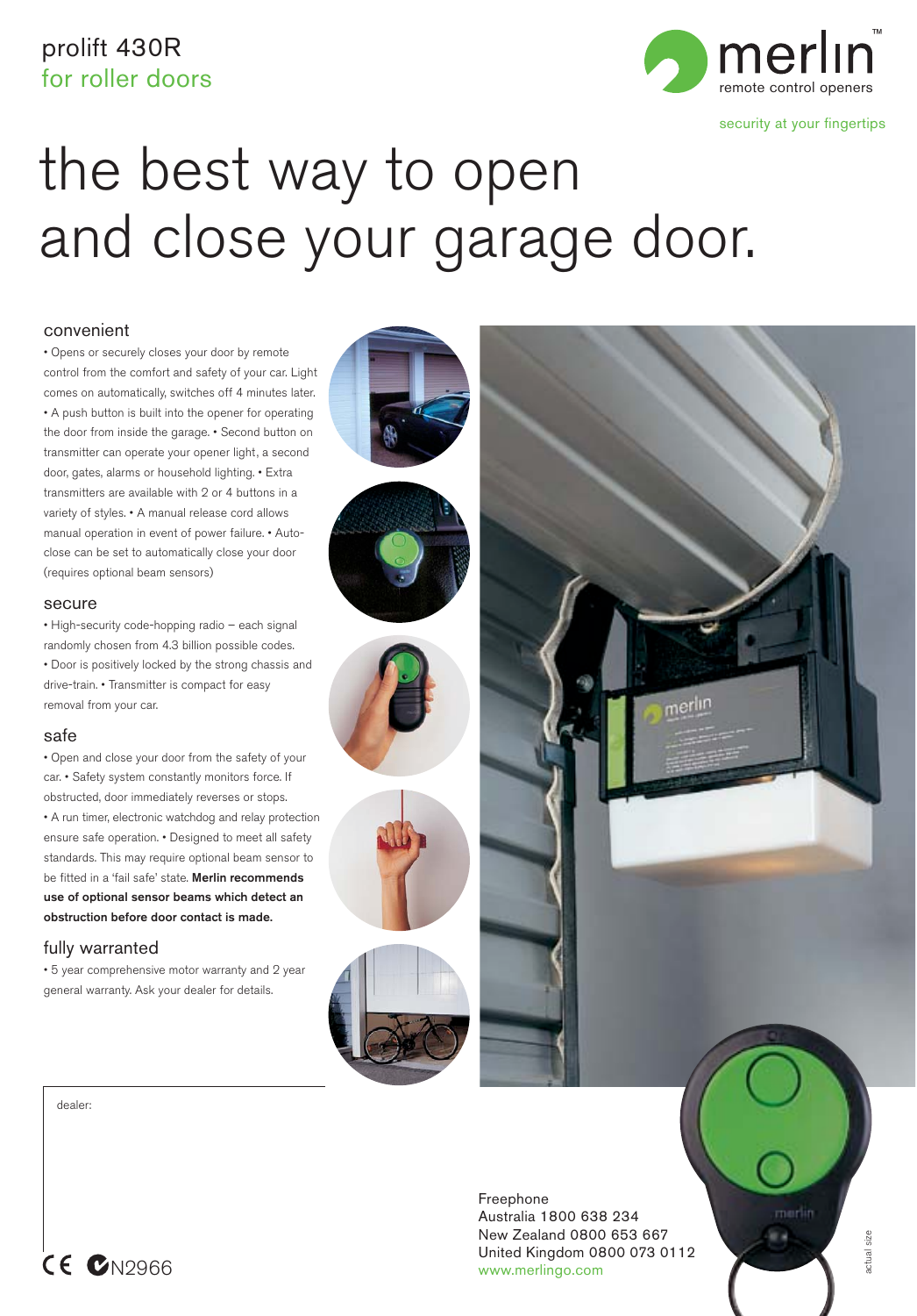prolift 430R
for roller doors

merlin™
remote control openers

security at your fingertips

# the best way to open and close your garage door.

## convenient

• Opens or securely closes your door by remote control from the comfort and safety of your car. Light comes on automatically, switches off 4 minutes later. • A push button is built into the opener for operating the door from inside the garage. • Second button on transmitter can operate your opener light, a second door, gates, alarms or household lighting. • Extra transmitters are available with 2 or 4 buttons in a variety of styles. • A manual release cord allows manual operation in event of power failure. • Auto-close can be set to automatically close your door (requires optional beam sensors)

## secure

• High-security code-hopping radio – each signal randomly chosen from 4.3 billion possible codes. • Door is positively locked by the strong chassis and drive-train. • Transmitter is compact for easy removal from your car.

## safe

• Open and close your door from the safety of your car. • Safety system constantly monitors force. If obstructed, door immediately reverses or stops. • A run timer, electronic watchdog and relay protection ensure safe operation. • Designed to meet all safety standards. This may require optional beam sensor to be fitted in a 'fail safe' state. **Merlin recommends use of optional sensor beams which detect an obstruction before door contact is made.**

## fully warranted

• 5 year comprehensive motor warranty and 2 year general warranty. Ask your dealer for details.

dealer:

CE N2966

Freephone
Australia 1800 638 234
New Zealand 0800 653 667
United Kingdom 0800 073 0112
www.merlingo.com

actual size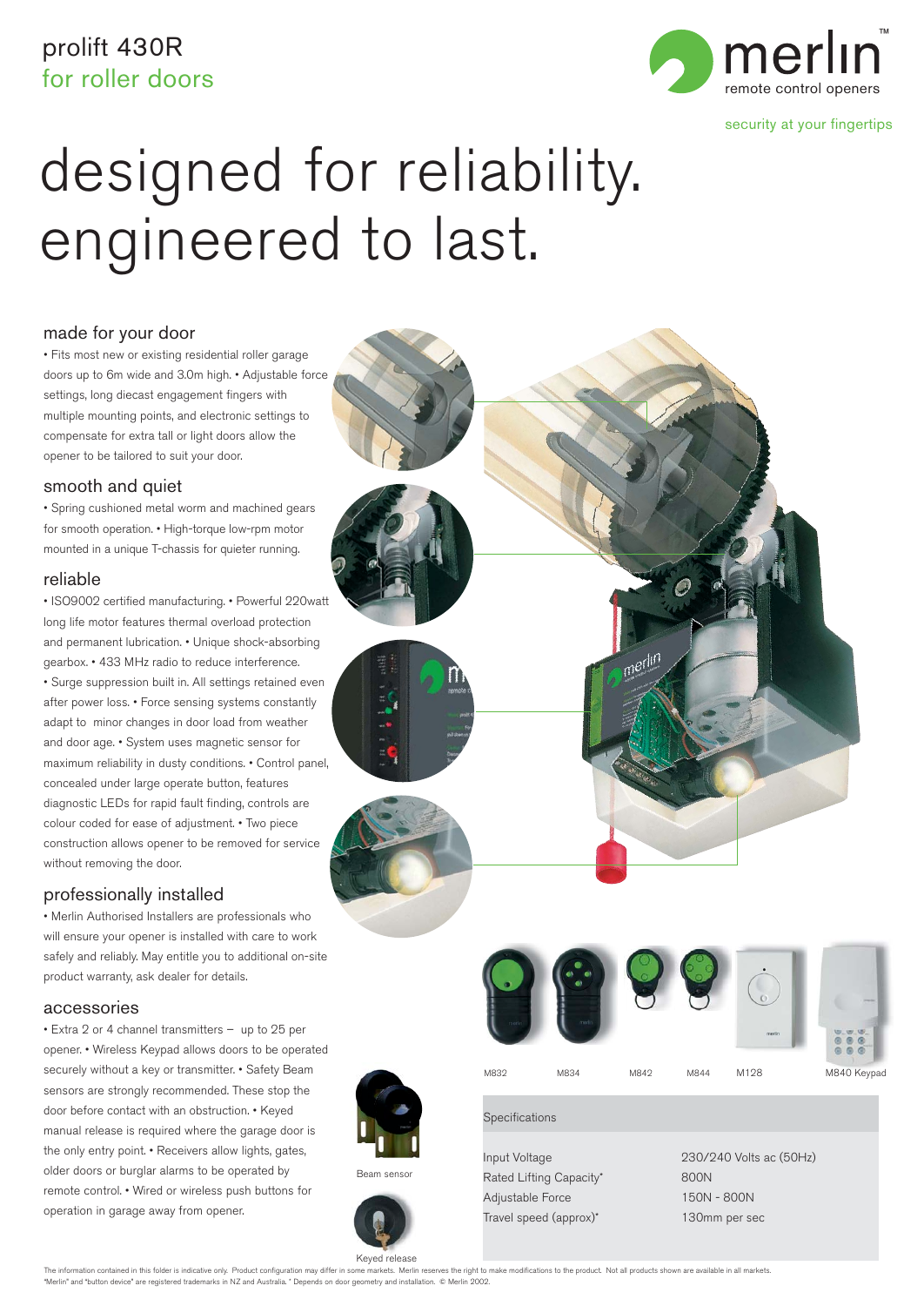prolift 430R
for roller doors

merlin
remote control openers

security at your fingertips

# designed for reliability. engineered to last.

## made for your door

• Fits most new or existing residential roller garage doors up to 6m wide and 3.0m high. • Adjustable force settings, long diecast engagement fingers with multiple mounting points, and electronic settings to compensate for extra tall or light doors allow the opener to be tailored to suit your door.

## smooth and quiet

• Spring cushioned metal worm and machined gears for smooth operation. • High-torque low-rpm motor mounted in a unique T-chassis for quieter running.

## reliable

• ISO9002 certified manufacturing. • Powerful 220watt long life motor features thermal overload protection and permanent lubrication. • Unique shock-absorbing gearbox. • 433 MHz radio to reduce interference. • Surge suppression built in. All settings retained even after power loss. • Force sensing systems constantly adapt to minor changes in door load from weather and door age. • System uses magnetic sensor for maximum reliability in dusty conditions. • Control panel, concealed under large operate button, features diagnostic LEDs for rapid fault finding, controls are colour coded for ease of adjustment. • Two piece construction allows opener to be removed for service without removing the door.

## professionally installed

• Merlin Authorised Installers are professionals who will ensure your opener is installed with care to work safely and reliably. May entitle you to additional on-site product warranty, ask dealer for details.

## accessories

• Extra 2 or 4 channel transmitters – up to 25 per opener. • Wireless Keypad allows doors to be operated securely without a key or transmitter. • Safety Beam sensors are strongly recommended. These stop the door before contact with an obstruction. • Keyed manual release is required where the garage door is the only entry point. • Receivers allow lights, gates, older doors or burglar alarms to be operated by remote control. • Wired or wireless push buttons for operation in garage away from opener.

M832 M834 M842 M844 M128 M840 Keypad

Beam sensor

Keyed release

| Specifications | |
|---|---|
| Input Voltage | 230/240 Volts ac (50Hz) |
| Rated Lifting Capacity* | 800N |
| Adjustable Force | 150N - 800N |
| Travel speed (approx)* | 130mm per sec |

The information contained in this folder is indicative only. Product configuration may differ in some markets. Merlin reserves the right to make modifications to the product. Not all products shown are available in all markets.
"Merlin" and "button device" are registered trademarks in NZ and Australia. * Depends on door geometry and installation. © Merlin 2002.